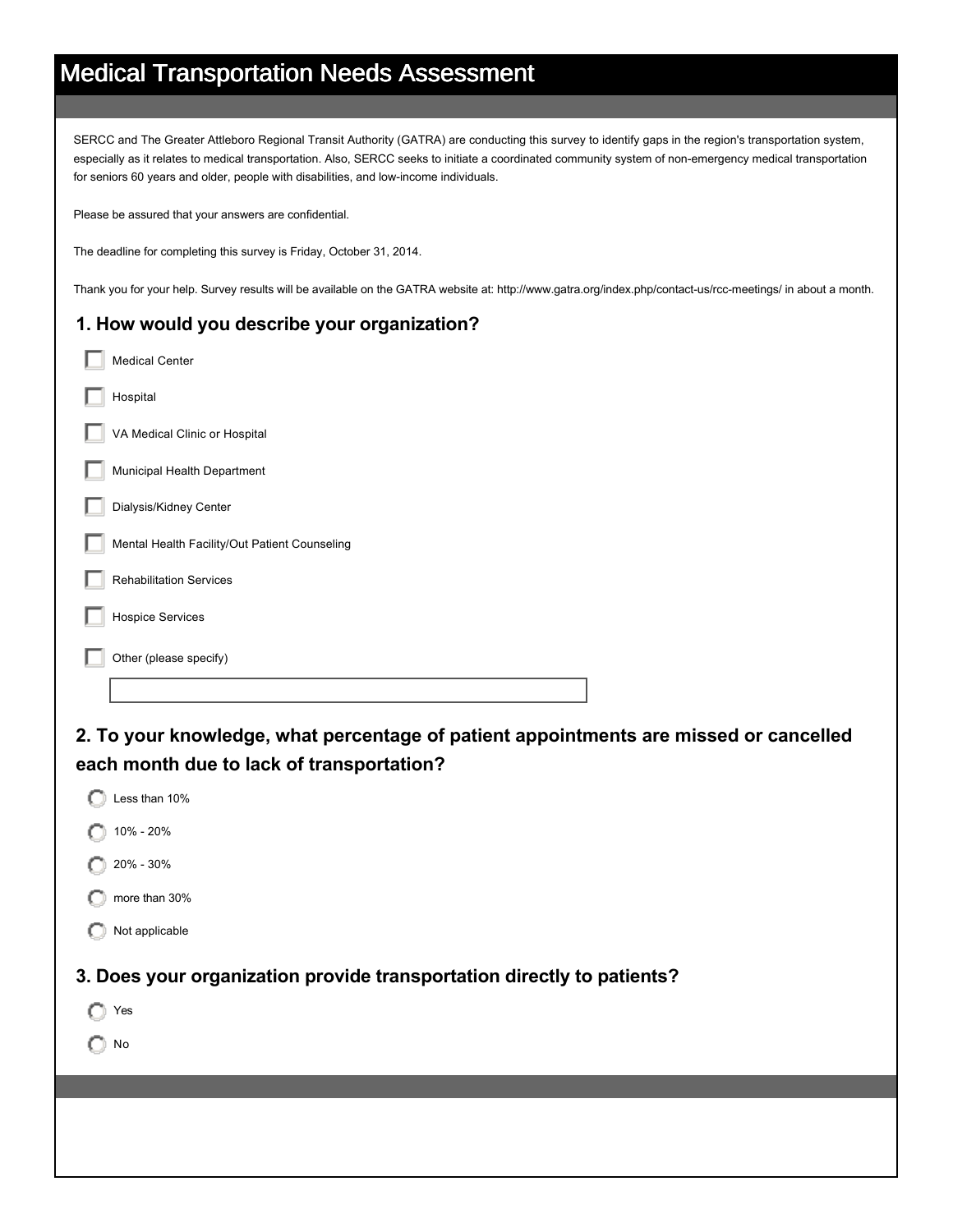# Medical Transportation Needs Assessment

SERCC and The Greater Attleboro Regional Transit Authority (GATRA) are conducting this survey to identify gaps in the region's transportation system, especially as it relates to medical transportation. Also, SERCC seeks to initiate a coordinated community system of non-emergency medical transportation for seniors 60 years and older, people with disabilities, and low-income individuals.

Please be assured that your answers are confidential.

The deadline for completing this survey is Friday, October 31, 2014.

Thank you for your help. Survey results will be available on the GATRA website at: http://www.gatra.org/index.php/contact-us/rcc-meetings/ in about a month.

## 1. How would you describe your organization?

- [ ] Medical Center
- [ ] Hospital
- [ ] VA Medical Clinic or Hospital
- [ ] Municipal Health Department
- [ ] Dialysis/Kidney Center
- [ ] Mental Health Facility/Out Patient Counseling
- [ ] Rehabilitation Services
- [ ] Hospice Services
- [ ] Other (please specify)

## 2. To your knowledge, what percentage of patient appointments are missed or cancelled each month due to lack of transportation?

- ( ) Less than 10%
- ( ) 10% - 20%
- ( ) 20% - 30%
- ( ) more than 30%
- ( ) Not applicable

## 3. Does your organization provide transportation directly to patients?

- ( ) Yes
- ( ) No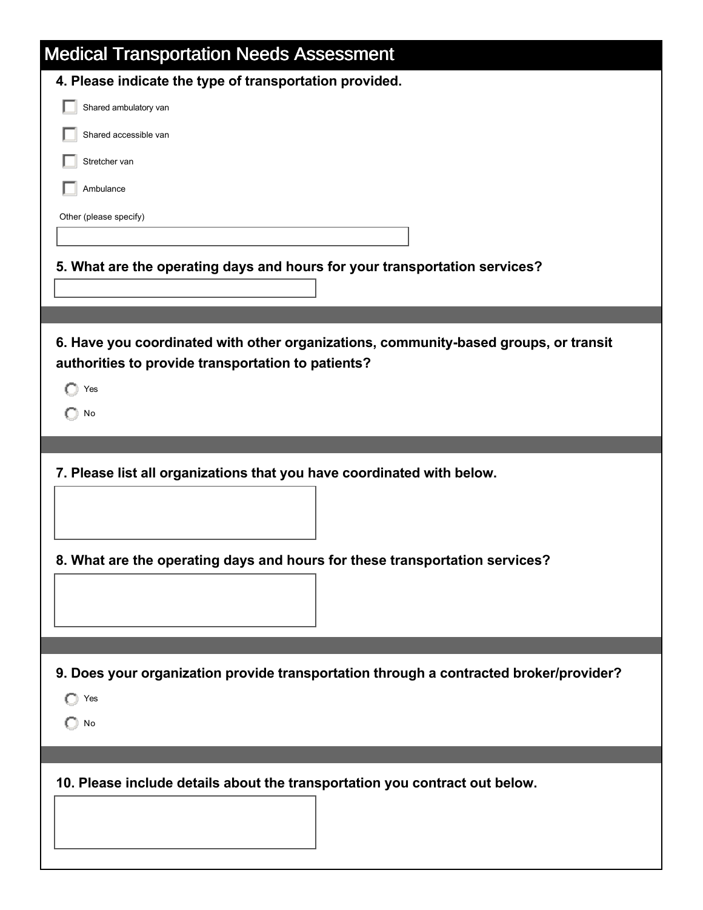# Medical Transportation Needs Assessment

**4. Please indicate the type of transportation provided.**

- [ ] Shared ambulatory van
- [ ] Shared accessible van
- [ ] Stretcher van
- [ ] Ambulance

Other (please specify)

**5. What are the operating days and hours for your transportation services?**

**6. Have you coordinated with other organizations, community-based groups, or transit authorities to provide transportation to patients?**

- ( ) Yes
- ( ) No

**7. Please list all organizations that you have coordinated with below.**

**8. What are the operating days and hours for these transportation services?**

**9. Does your organization provide transportation through a contracted broker/provider?**

- ( ) Yes
- ( ) No

**10. Please include details about the transportation you contract out below.**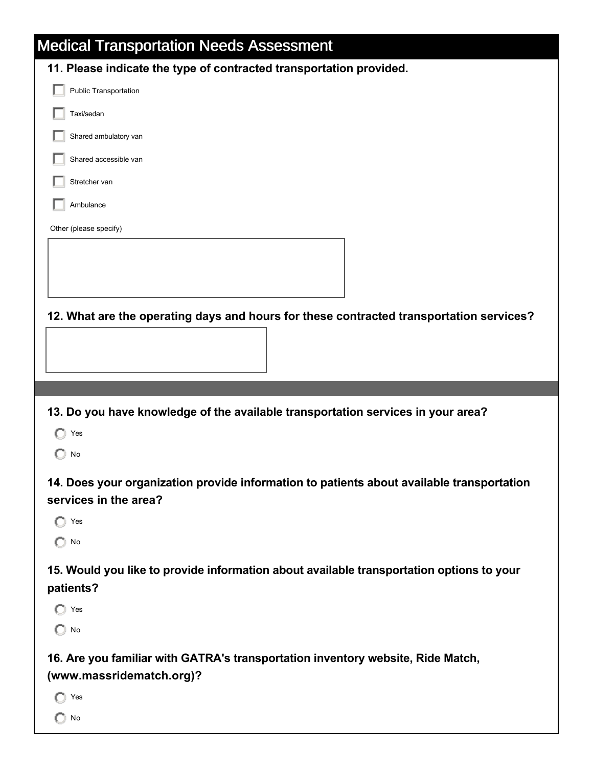# Medical Transportation Needs Assessment

**11. Please indicate the type of contracted transportation provided.**

- [ ] Public Transportation
- [ ] Taxi/sedan
- [ ] Shared ambulatory van
- [ ] Shared accessible van
- [ ] Stretcher van
- [ ] Ambulance

Other (please specify)

**12. What are the operating days and hours for these contracted transportation services?**

**13. Do you have knowledge of the available transportation services in your area?**

- ( ) Yes
- ( ) No

**14. Does your organization provide information to patients about available transportation services in the area?**

- ( ) Yes
- ( ) No

**15. Would you like to provide information about available transportation options to your patients?**

- ( ) Yes
- ( ) No

**16. Are you familiar with GATRA's transportation inventory website, Ride Match, (www.massridematch.org)?**

- ( ) Yes
- ( ) No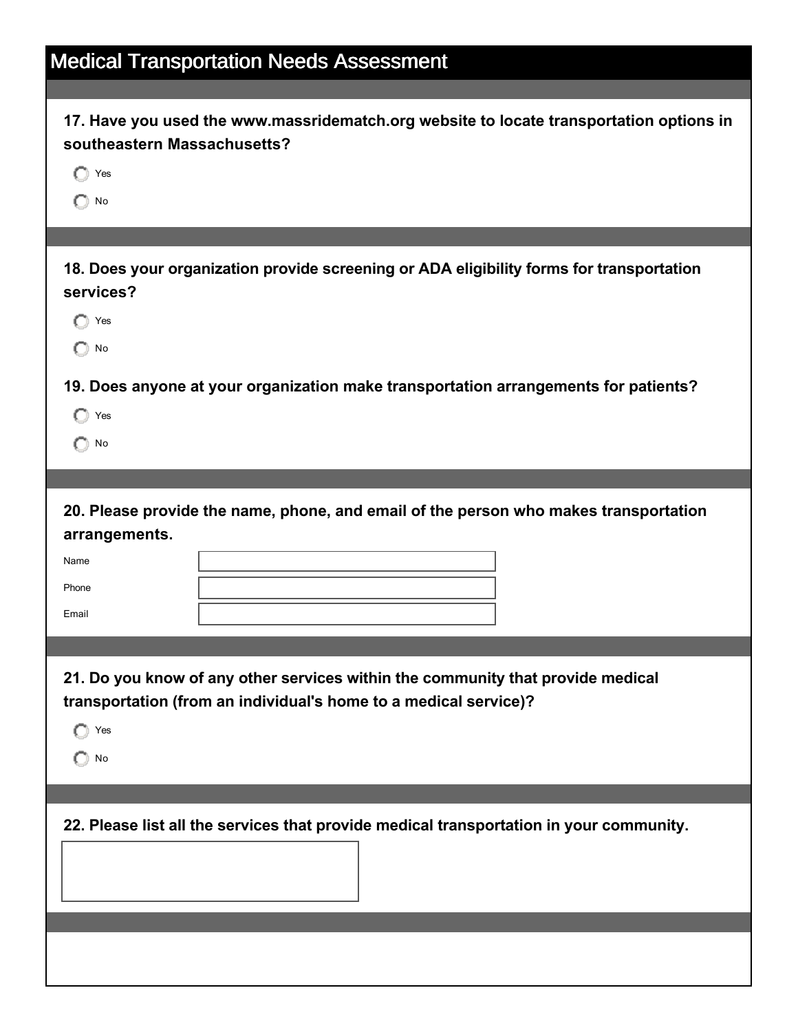# Medical Transportation Needs Assessment

**17. Have you used the www.massridematch.org website to locate transportation options in southeastern Massachusetts?**

- ◯ Yes
- ◯ No

**18. Does your organization provide screening or ADA eligibility forms for transportation services?**

- ◯ Yes
- ◯ No

**19. Does anyone at your organization make transportation arrangements for patients?**

- ◯ Yes
- ◯ No

**20. Please provide the name, phone, and email of the person who makes transportation arrangements.**

Name ______________________

Phone ______________________

Email ______________________

**21. Do you know of any other services within the community that provide medical transportation (from an individual's home to a medical service)?**

- ◯ Yes
- ◯ No

**22. Please list all the services that provide medical transportation in your community.**

______________________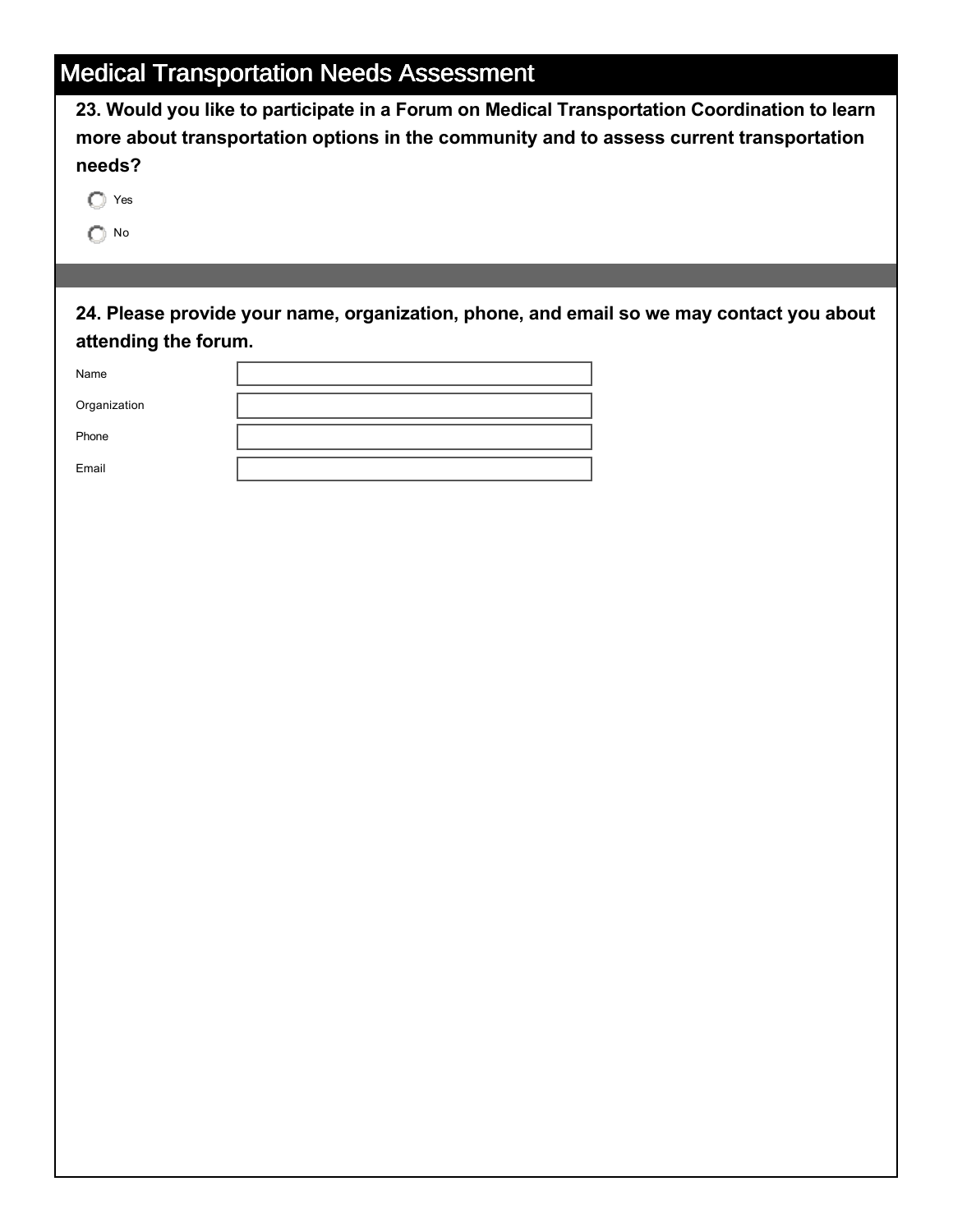# Medical Transportation Needs Assessment

**23. Would you like to participate in a Forum on Medical Transportation Coordination to learn more about transportation options in the community and to assess current transportation needs?**

- ○ Yes
- ○ No

**24. Please provide your name, organization, phone, and email so we may contact you about attending the forum.**

| | |
|---|---|
| Name | |
| Organization | |
| Phone | |
| Email | |